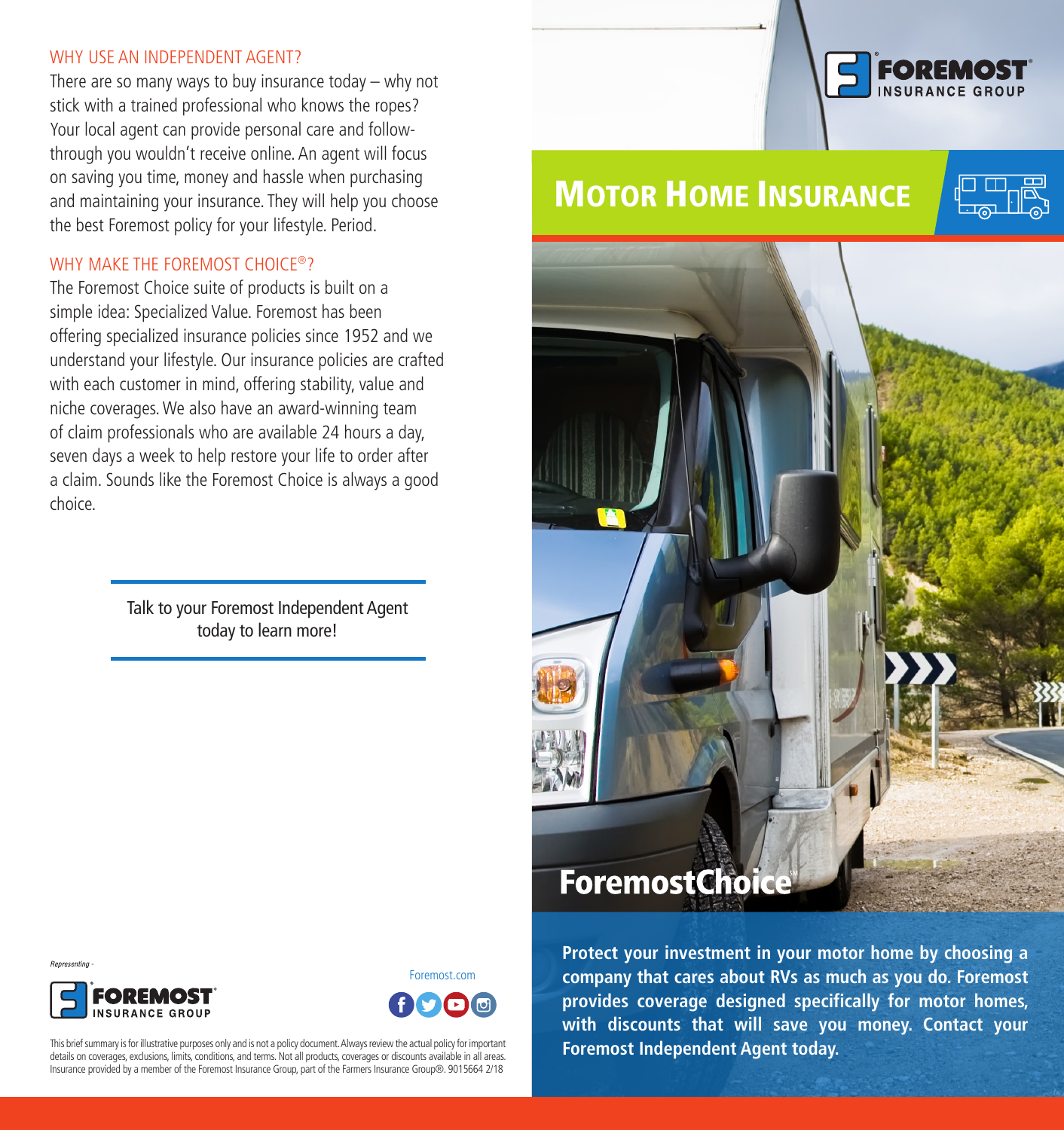## WHY USE AN INDEPENDENT AGENT?

There are so many ways to buy insurance today – why not stick with a trained professional who knows the ropes? Your local agent can provide personal care and follow-through you wouldn't receive online. An agent will focus on saving you time, money and hassle when purchasing and maintaining your insurance. They will help you choose the best Foremost policy for your lifestyle. Period.

## WHY MAKE THE FOREMOST CHOICE®?

The Foremost Choice suite of products is built on a simple idea: Specialized Value. Foremost has been offering specialized insurance policies since 1952 and we understand your lifestyle. Our insurance policies are crafted with each customer in mind, offering stability, value and niche coverages. We also have an award-winning team of claim professionals who are available 24 hours a day, seven days a week to help restore your life to order after a claim. Sounds like the Foremost Choice is always a good choice.

Talk to your Foremost Independent Agent today to learn more!

*Representing -*

FOREMOST INSURANCE GROUP

Foremost.com

This brief summary is for illustrative purposes only and is not a policy document. Always review the actual policy for important details on coverages, exclusions, limits, conditions, and terms. Not all products, coverages or discounts available in all areas. Insurance provided by a member of the Foremost Insurance Group, part of the Farmers Insurance Group®. 9015664 2/18

FOREMOST INSURANCE GROUP

# MOTOR HOME INSURANCE

ForemostChoice℠

**Protect your investment in your motor home by choosing a company that cares about RVs as much as you do. Foremost provides coverage designed specifically for motor homes, with discounts that will save you money. Contact your Foremost Independent Agent today.**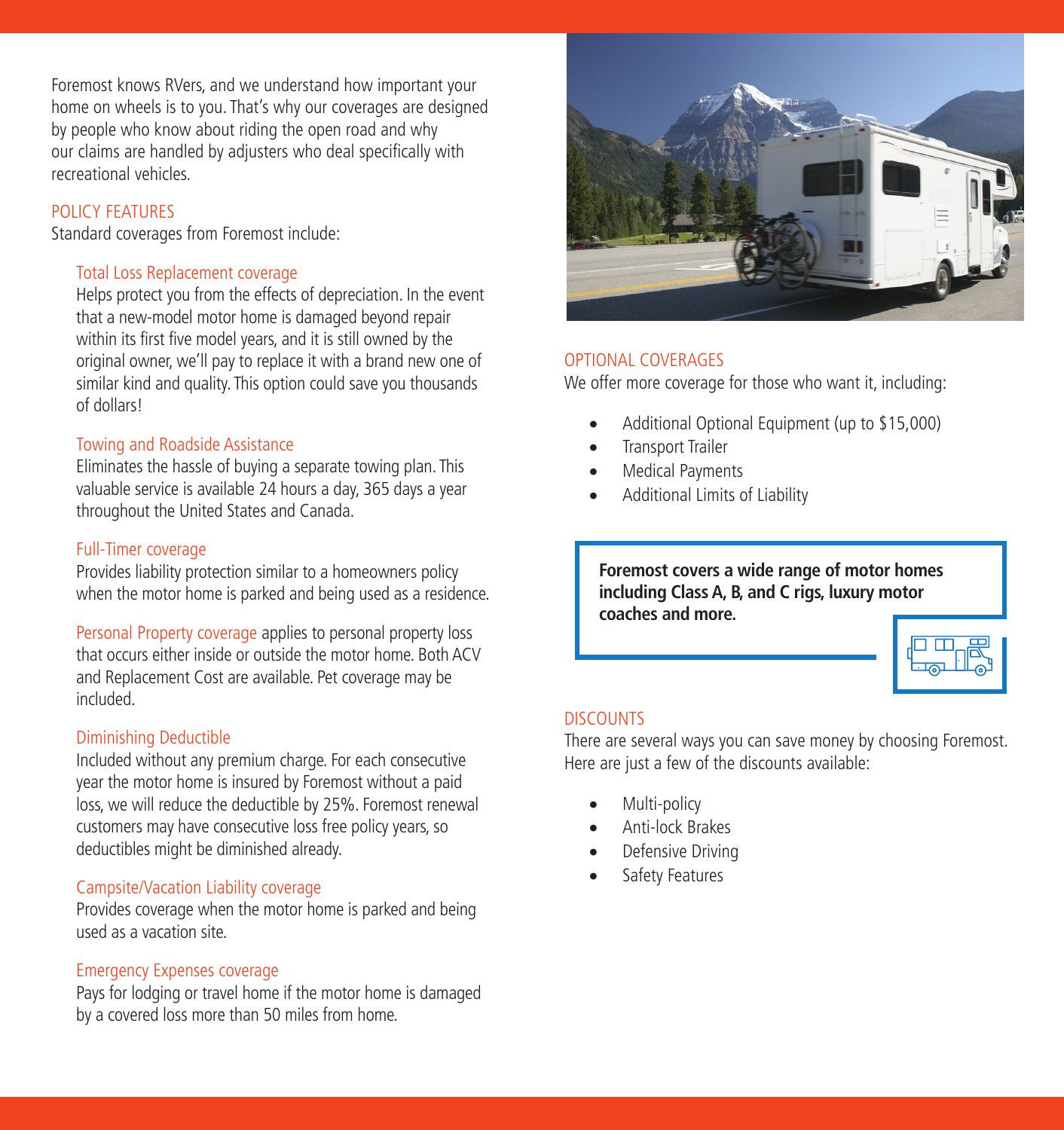Foremost knows RVers, and we understand how important your home on wheels is to you. That's why our coverages are designed by people who know about riding the open road and why our claims are handled by adjusters who deal specifically with recreational vehicles.

## POLICY FEATURES

Standard coverages from Foremost include:

### Total Loss Replacement coverage

Helps protect you from the effects of depreciation. In the event that a new-model motor home is damaged beyond repair within its first five model years, and it is still owned by the original owner, we'll pay to replace it with a brand new one of similar kind and quality. This option could save you thousands of dollars!

### Towing and Roadside Assistance

Eliminates the hassle of buying a separate towing plan. This valuable service is available 24 hours a day, 365 days a year throughout the United States and Canada.

### Full-Timer coverage

Provides liability protection similar to a homeowners policy when the motor home is parked and being used as a residence.

**Personal Property coverage** applies to personal property loss that occurs either inside or outside the motor home. Both ACV and Replacement Cost are available. Pet coverage may be included.

### Diminishing Deductible

Included without any premium charge. For each consecutive year the motor home is insured by Foremost without a paid loss, we will reduce the deductible by 25%. Foremost renewal customers may have consecutive loss free policy years, so deductibles might be diminished already.

### Campsite/Vacation Liability coverage

Provides coverage when the motor home is parked and being used as a vacation site.

### Emergency Expenses coverage

Pays for lodging or travel home if the motor home is damaged by a covered loss more than 50 miles from home.

## OPTIONAL COVERAGES

We offer more coverage for those who want it, including:

- Additional Optional Equipment (up to $15,000)
- Transport Trailer
- Medical Payments
- Additional Limits of Liability

**Foremost covers a wide range of motor homes including Class A, B, and C rigs, luxury motor coaches and more.**

## DISCOUNTS

There are several ways you can save money by choosing Foremost. Here are just a few of the discounts available:

- Multi-policy
- Anti-lock Brakes
- Defensive Driving
- Safety Features